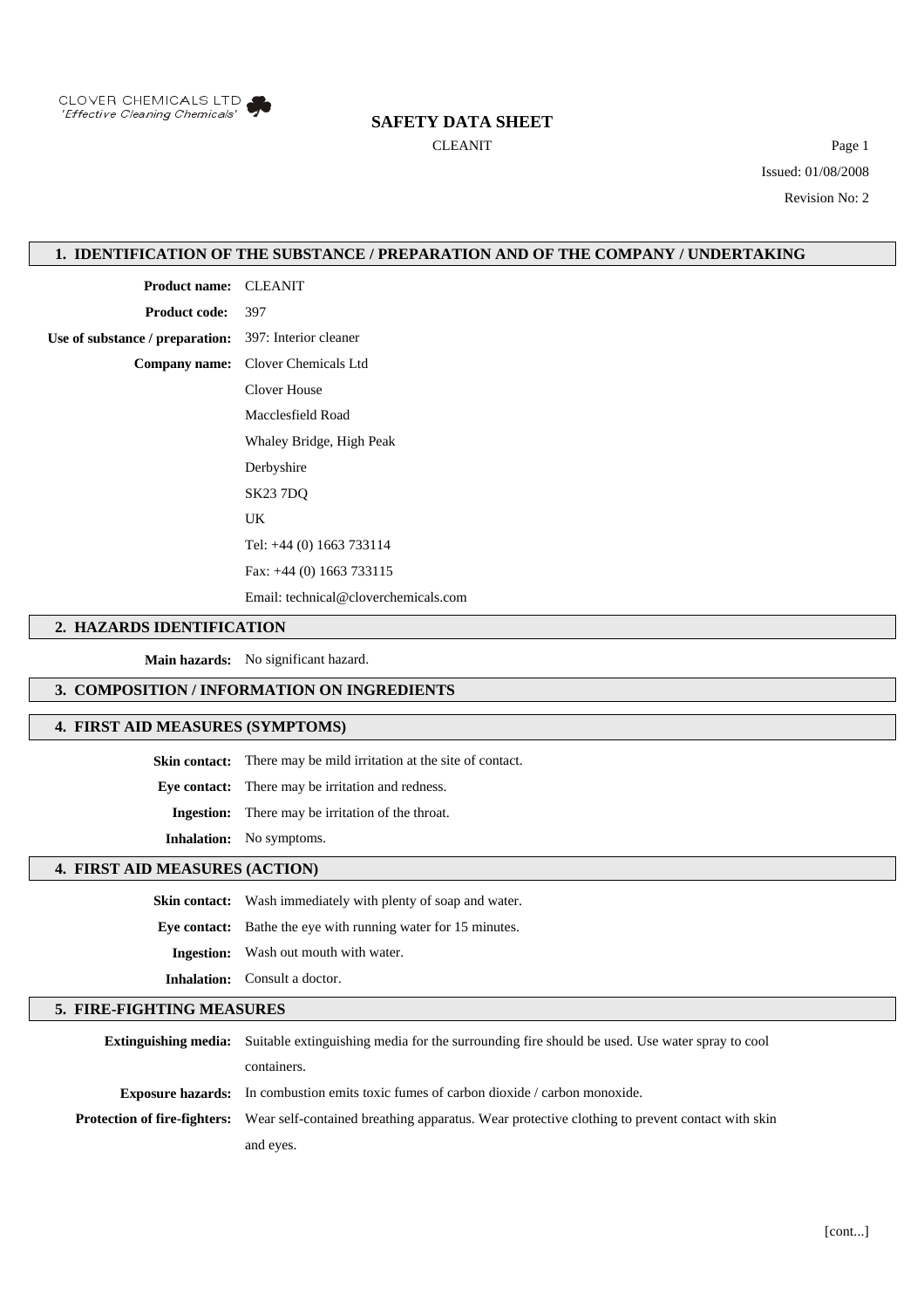CLOVER CHEMICALS LTD
*'Effective Cleaning Chemicals'*

# SAFETY DATA SHEET

CLEANIT

Issued: 01/08/2008

Revision No: 2

## 1. IDENTIFICATION OF THE SUBSTANCE / PREPARATION AND OF THE COMPANY / UNDERTAKING

**Product name:** CLEANIT

**Product code:** 397

**Use of substance / preparation:** 397: Interior cleaner

**Company name:** Clover Chemicals Ltd

Clover House

Macclesfield Road

Whaley Bridge, High Peak

Derbyshire

SK23 7DQ

UK

Tel: +44 (0) 1663 733114

Fax: +44 (0) 1663 733115

Email: technical@cloverchemicals.com

## 2. HAZARDS IDENTIFICATION

**Main hazards:** No significant hazard.

## 3. COMPOSITION / INFORMATION ON INGREDIENTS

## 4. FIRST AID MEASURES (SYMPTOMS)

**Skin contact:** There may be mild irritation at the site of contact.

**Eye contact:** There may be irritation and redness.

**Ingestion:** There may be irritation of the throat.

**Inhalation:** No symptoms.

## 4. FIRST AID MEASURES (ACTION)

**Skin contact:** Wash immediately with plenty of soap and water.

**Eye contact:** Bathe the eye with running water for 15 minutes.

**Ingestion:** Wash out mouth with water.

**Inhalation:** Consult a doctor.

## 5. FIRE-FIGHTING MEASURES

**Extinguishing media:** Suitable extinguishing media for the surrounding fire should be used. Use water spray to cool containers.

**Exposure hazards:** In combustion emits toxic fumes of carbon dioxide / carbon monoxide.

**Protection of fire-fighters:** Wear self-contained breathing apparatus. Wear protective clothing to prevent contact with skin and eyes.

[cont...]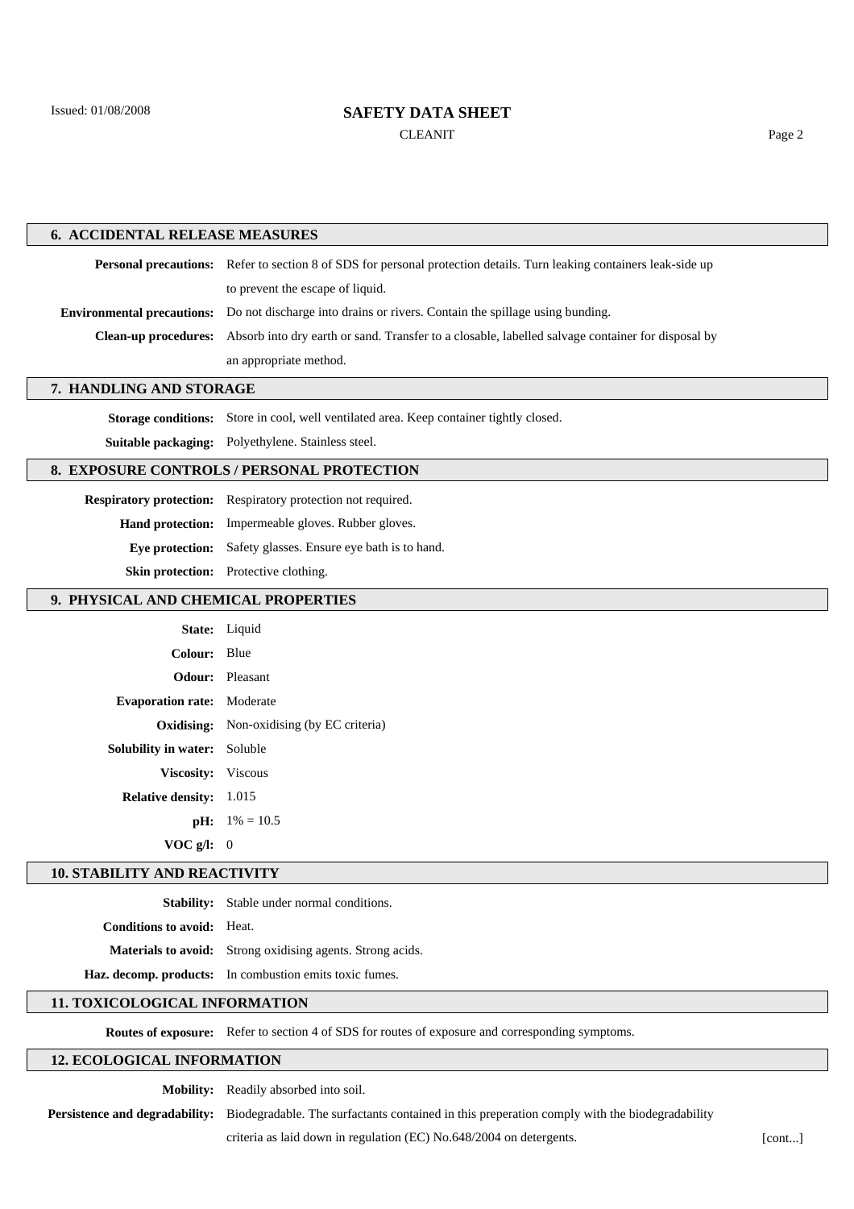## 6. ACCIDENTAL RELEASE MEASURES

**Personal precautions:** Refer to section 8 of SDS for personal protection details. Turn leaking containers leak-side up to prevent the escape of liquid.

**Environmental precautions:** Do not discharge into drains or rivers. Contain the spillage using bunding.

**Clean-up procedures:** Absorb into dry earth or sand. Transfer to a closable, labelled salvage container for disposal by an appropriate method.

## 7. HANDLING AND STORAGE

**Storage conditions:** Store in cool, well ventilated area. Keep container tightly closed.

**Suitable packaging:** Polyethylene. Stainless steel.

## 8. EXPOSURE CONTROLS / PERSONAL PROTECTION

**Respiratory protection:** Respiratory protection not required.

**Hand protection:** Impermeable gloves. Rubber gloves.

**Eye protection:** Safety glasses. Ensure eye bath is to hand.

**Skin protection:** Protective clothing.

## 9. PHYSICAL AND CHEMICAL PROPERTIES

**State:** Liquid

**Colour:** Blue

**Odour:** Pleasant

**Evaporation rate:** Moderate

**Oxidising:** Non-oxidising (by EC criteria)

**Solubility in water:** Soluble

**Viscosity:** Viscous

**Relative density:** 1.015

**pH:** 1% = 10.5

**VOC g/l:** 0

## 10. STABILITY AND REACTIVITY

**Stability:** Stable under normal conditions.

**Conditions to avoid:** Heat.

**Materials to avoid:** Strong oxidising agents. Strong acids.

**Haz. decomp. products:** In combustion emits toxic fumes.

## 11. TOXICOLOGICAL INFORMATION

**Routes of exposure:** Refer to section 4 of SDS for routes of exposure and corresponding symptoms.

## 12. ECOLOGICAL INFORMATION

**Mobility:** Readily absorbed into soil.

**Persistence and degradability:** Biodegradable. The surfactants contained in this preperation comply with the biodegradability criteria as laid down in regulation (EC) No.648/2004 on detergents.

[cont...]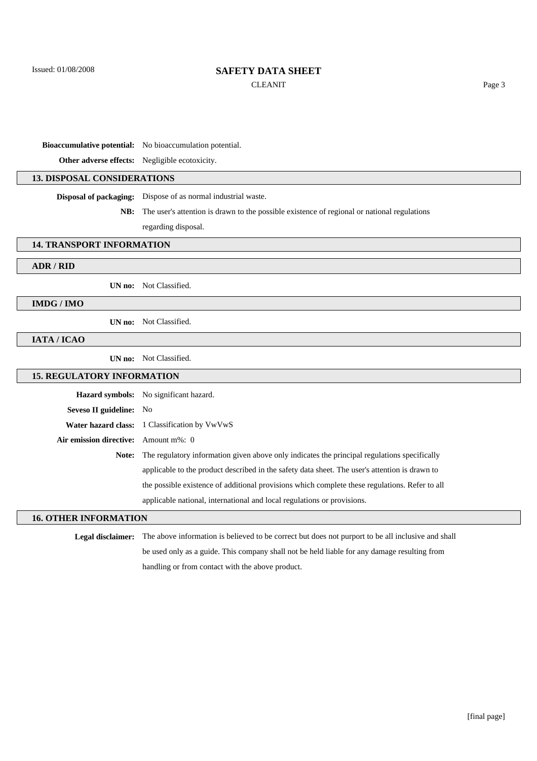**Bioaccumulative potential:** No bioaccumulation potential.

**Other adverse effects:** Negligible ecotoxicity.

## 13. DISPOSAL CONSIDERATIONS

**Disposal of packaging:** Dispose of as normal industrial waste.

**NB:** The user's attention is drawn to the possible existence of regional or national regulations regarding disposal.

## 14. TRANSPORT INFORMATION

### ADR / RID

**UN no:** Not Classified.

### IMDG / IMO

**UN no:** Not Classified.

### IATA / ICAO

**UN no:** Not Classified.

## 15. REGULATORY INFORMATION

**Hazard symbols:** No significant hazard.

**Seveso II guideline:** No

**Water hazard class:** 1 Classification by VwVwS

**Air emission directive:** Amount m%: 0

**Note:** The regulatory information given above only indicates the principal regulations specifically applicable to the product described in the safety data sheet. The user's attention is drawn to the possible existence of additional provisions which complete these regulations. Refer to all applicable national, international and local regulations or provisions.

## 16. OTHER INFORMATION

**Legal disclaimer:** The above information is believed to be correct but does not purport to be all inclusive and shall be used only as a guide. This company shall not be held liable for any damage resulting from handling or from contact with the above product.

[final page]